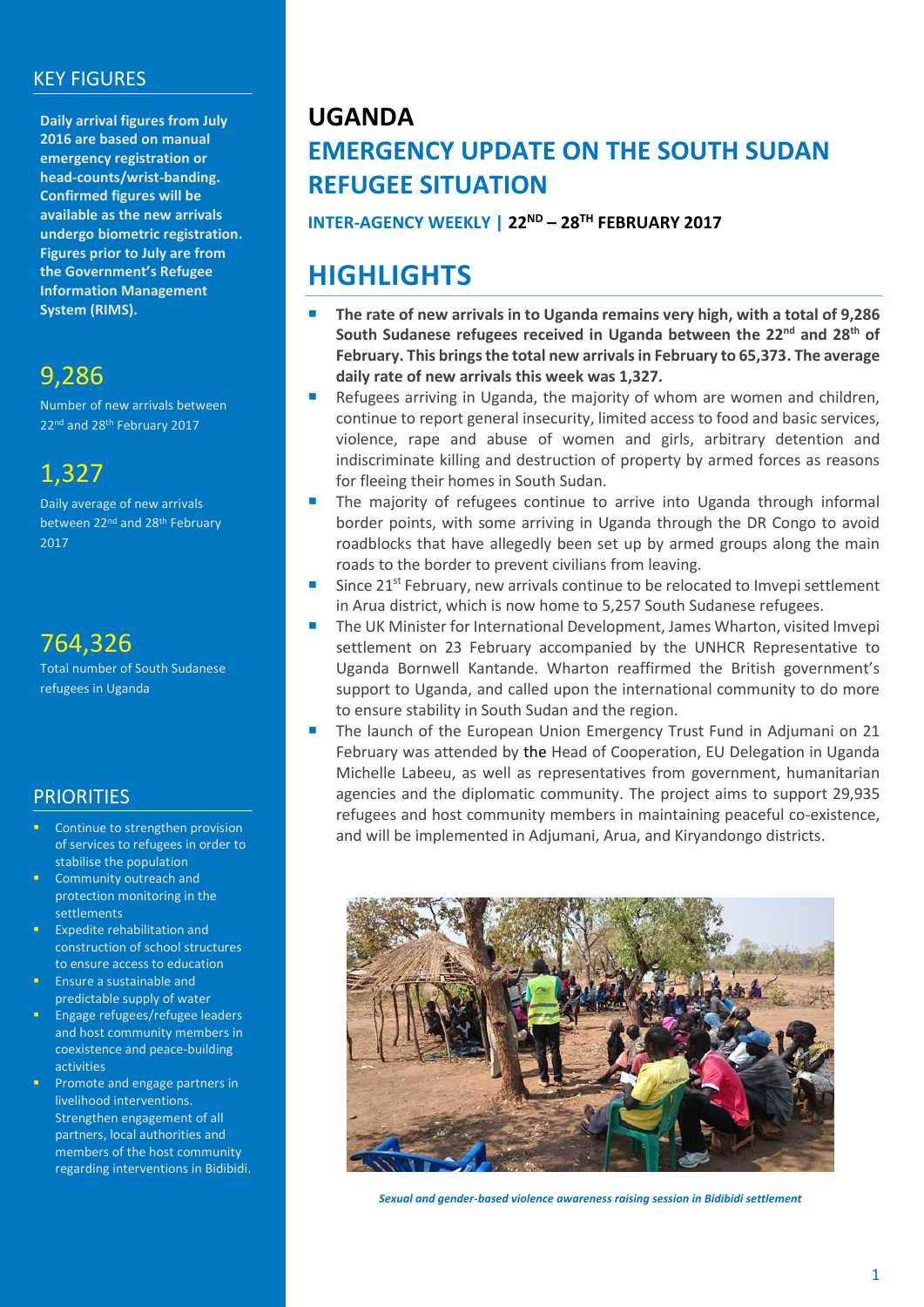# UGANDA

## EMERGENCY UPDATE ON THE SOUTH SUDAN REFUGEE SITUATION

**INTER-AGENCY WEEKLY | 22ND – 28TH FEBRUARY 2017**

## KEY FIGURES

**Daily arrival figures from July 2016 are based on manual emergency registration or head-counts/wrist-banding. Confirmed figures will be available as the new arrivals undergo biometric registration. Figures prior to July are from the Government's Refugee Information Management System (RIMS).**

**9,286**
Number of new arrivals between 22nd and 28th February 2017

**1,327**
Daily average of new arrivals between 22nd and 28th February 2017

**764,326**
Total number of South Sudanese refugees in Uganda

## PRIORITIES

- Continue to strengthen provision of services to refugees in order to stabilise the population
- Community outreach and protection monitoring in the settlements
- Expedite rehabilitation and construction of school structures to ensure access to education
- Ensure a sustainable and predictable supply of water
- Engage refugees/refugee leaders and host community members in coexistence and peace-building activities
- Promote and engage partners in livelihood interventions. Strengthen engagement of all partners, local authorities and members of the host community regarding interventions in Bidibidi.

## HIGHLIGHTS

- **The rate of new arrivals in to Uganda remains very high, with a total of 9,286 South Sudanese refugees received in Uganda between the 22nd and 28th of February. This brings the total new arrivals in February to 65,373. The average daily rate of new arrivals this week was 1,327.**
- Refugees arriving in Uganda, the majority of whom are women and children, continue to report general insecurity, limited access to food and basic services, violence, rape and abuse of women and girls, arbitrary detention and indiscriminate killing and destruction of property by armed forces as reasons for fleeing their homes in South Sudan.
- The majority of refugees continue to arrive into Uganda through informal border points, with some arriving in Uganda through the DR Congo to avoid roadblocks that have allegedly been set up by armed groups along the main roads to the border to prevent civilians from leaving.
- Since 21st February, new arrivals continue to be relocated to Imvepi settlement in Arua district, which is now home to 5,257 South Sudanese refugees.
- The UK Minister for International Development, James Wharton, visited Imvepi settlement on 23 February accompanied by the UNHCR Representative to Uganda Bornwell Kantande. Wharton reaffirmed the British government's support to Uganda, and called upon the international community to do more to ensure stability in South Sudan and the region.
- The launch of the European Union Emergency Trust Fund in Adjumani on 21 February was attended by the Head of Cooperation, EU Delegation in Uganda Michelle Labeeu, as well as representatives from government, humanitarian agencies and the diplomatic community. The project aims to support 29,935 refugees and host community members in maintaining peaceful co-existence, and will be implemented in Adjumani, Arua, and Kiryandongo districts.

*Sexual and gender-based violence awareness raising session in Bidibidi settlement*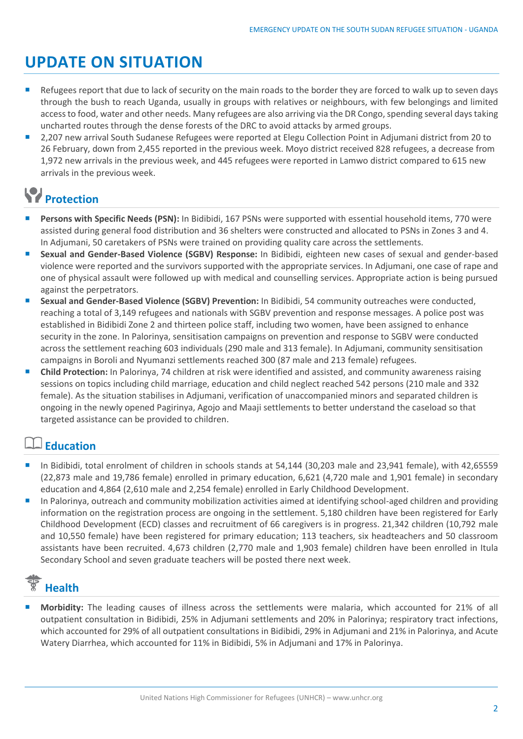# UPDATE ON SITUATION

- Refugees report that due to lack of security on the main roads to the border they are forced to walk up to seven days through the bush to reach Uganda, usually in groups with relatives or neighbours, with few belongings and limited access to food, water and other needs. Many refugees are also arriving via the DR Congo, spending several days taking uncharted routes through the dense forests of the DRC to avoid attacks by armed groups.
- 2,207 new arrival South Sudanese Refugees were reported at Elegu Collection Point in Adjumani district from 20 to 26 February, down from 2,455 reported in the previous week. Moyo district received 828 refugees, a decrease from 1,972 new arrivals in the previous week, and 445 refugees were reported in Lamwo district compared to 615 new arrivals in the previous week.

## Protection

- **Persons with Specific Needs (PSN):** In Bidibidi, 167 PSNs were supported with essential household items, 770 were assisted during general food distribution and 36 shelters were constructed and allocated to PSNs in Zones 3 and 4. In Adjumani, 50 caretakers of PSNs were trained on providing quality care across the settlements.
- **Sexual and Gender-Based Violence (SGBV) Response:** In Bidibidi, eighteen new cases of sexual and gender-based violence were reported and the survivors supported with the appropriate services. In Adjumani, one case of rape and one of physical assault were followed up with medical and counselling services. Appropriate action is being pursued against the perpetrators.
- **Sexual and Gender-Based Violence (SGBV) Prevention:** In Bidibidi, 54 community outreaches were conducted, reaching a total of 3,149 refugees and nationals with SGBV prevention and response messages. A police post was established in Bidibidi Zone 2 and thirteen police staff, including two women, have been assigned to enhance security in the zone. In Palorinya, sensitisation campaigns on prevention and response to SGBV were conducted across the settlement reaching 603 individuals (290 male and 313 female). In Adjumani, community sensitisation campaigns in Boroli and Nyumanzi settlements reached 300 (87 male and 213 female) refugees.
- **Child Protection:** In Palorinya, 74 children at risk were identified and assisted, and community awareness raising sessions on topics including child marriage, education and child neglect reached 542 persons (210 male and 332 female). As the situation stabilises in Adjumani, verification of unaccompanied minors and separated children is ongoing in the newly opened Pagirinya, Agojo and Maaji settlements to better understand the caseload so that targeted assistance can be provided to children.

## Education

- In Bidibidi, total enrolment of children in schools stands at 54,144 (30,203 male and 23,941 female), with 42,65559 (22,873 male and 19,786 female) enrolled in primary education, 6,621 (4,720 male and 1,901 female) in secondary education and 4,864 (2,610 male and 2,254 female) enrolled in Early Childhood Development.
- In Palorinya, outreach and community mobilization activities aimed at identifying school-aged children and providing information on the registration process are ongoing in the settlement. 5,180 children have been registered for Early Childhood Development (ECD) classes and recruitment of 66 caregivers is in progress. 21,342 children (10,792 male and 10,550 female) have been registered for primary education; 113 teachers, six headteachers and 50 classroom assistants have been recruited. 4,673 children (2,770 male and 1,903 female) children have been enrolled in Itula Secondary School and seven graduate teachers will be posted there next week.

## Health

- **Morbidity:** The leading causes of illness across the settlements were malaria, which accounted for 21% of all outpatient consultation in Bidibidi, 25% in Adjumani settlements and 20% in Palorinya; respiratory tract infections, which accounted for 29% of all outpatient consultations in Bidibidi, 29% in Adjumani and 21% in Palorinya, and Acute Watery Diarrhea, which accounted for 11% in Bidibidi, 5% in Adjumani and 17% in Palorinya.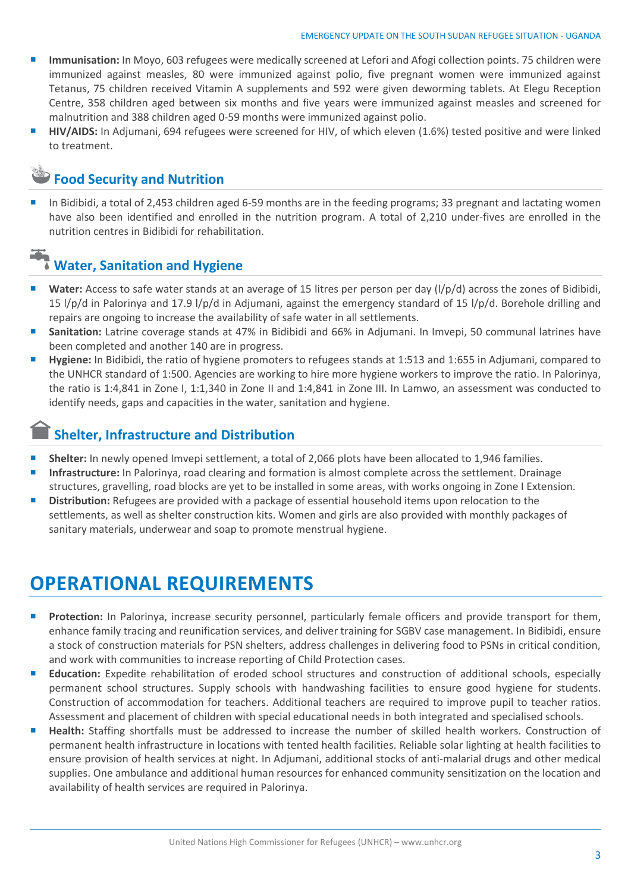- **Immunisation:** In Moyo, 603 refugees were medically screened at Lefori and Afogi collection points. 75 children were immunized against measles, 80 were immunized against polio, five pregnant women were immunized against Tetanus, 75 children received Vitamin A supplements and 592 were given deworming tablets. At Elegu Reception Centre, 358 children aged between six months and five years were immunized against measles and screened for malnutrition and 388 children aged 0-59 months were immunized against polio.
- **HIV/AIDS:** In Adjumani, 694 refugees were screened for HIV, of which eleven (1.6%) tested positive and were linked to treatment.

## Food Security and Nutrition

- In Bidibidi, a total of 2,453 children aged 6-59 months are in the feeding programs; 33 pregnant and lactating women have also been identified and enrolled in the nutrition program. A total of 2,210 under-fives are enrolled in the nutrition centres in Bidibidi for rehabilitation.

## Water, Sanitation and Hygiene

- **Water:** Access to safe water stands at an average of 15 litres per person per day (l/p/d) across the zones of Bidibidi, 15 l/p/d in Palorinya and 17.9 l/p/d in Adjumani, against the emergency standard of 15 l/p/d. Borehole drilling and repairs are ongoing to increase the availability of safe water in all settlements.
- **Sanitation:** Latrine coverage stands at 47% in Bidibidi and 66% in Adjumani. In Imvepi, 50 communal latrines have been completed and another 140 are in progress.
- **Hygiene:** In Bidibidi, the ratio of hygiene promoters to refugees stands at 1:513 and 1:655 in Adjumani, compared to the UNHCR standard of 1:500. Agencies are working to hire more hygiene workers to improve the ratio. In Palorinya, the ratio is 1:4,841 in Zone I, 1:1,340 in Zone II and 1:4,841 in Zone III. In Lamwo, an assessment was conducted to identify needs, gaps and capacities in the water, sanitation and hygiene.

## Shelter, Infrastructure and Distribution

- **Shelter:** In newly opened Imvepi settlement, a total of 2,066 plots have been allocated to 1,946 families.
- **Infrastructure:** In Palorinya, road clearing and formation is almost complete across the settlement. Drainage structures, gravelling, road blocks are yet to be installed in some areas, with works ongoing in Zone I Extension.
- **Distribution:** Refugees are provided with a package of essential household items upon relocation to the settlements, as well as shelter construction kits. Women and girls are also provided with monthly packages of sanitary materials, underwear and soap to promote menstrual hygiene.

# OPERATIONAL REQUIREMENTS

- **Protection:** In Palorinya, increase security personnel, particularly female officers and provide transport for them, enhance family tracing and reunification services, and deliver training for SGBV case management. In Bidibidi, ensure a stock of construction materials for PSN shelters, address challenges in delivering food to PSNs in critical condition, and work with communities to increase reporting of Child Protection cases.
- **Education:** Expedite rehabilitation of eroded school structures and construction of additional schools, especially permanent school structures. Supply schools with handwashing facilities to ensure good hygiene for students. Construction of accommodation for teachers. Additional teachers are required to improve pupil to teacher ratios. Assessment and placement of children with special educational needs in both integrated and specialised schools.
- **Health:** Staffing shortfalls must be addressed to increase the number of skilled health workers. Construction of permanent health infrastructure in locations with tented health facilities. Reliable solar lighting at health facilities to ensure provision of health services at night. In Adjumani, additional stocks of anti-malarial drugs and other medical supplies. One ambulance and additional human resources for enhanced community sensitization on the location and availability of health services are required in Palorinya.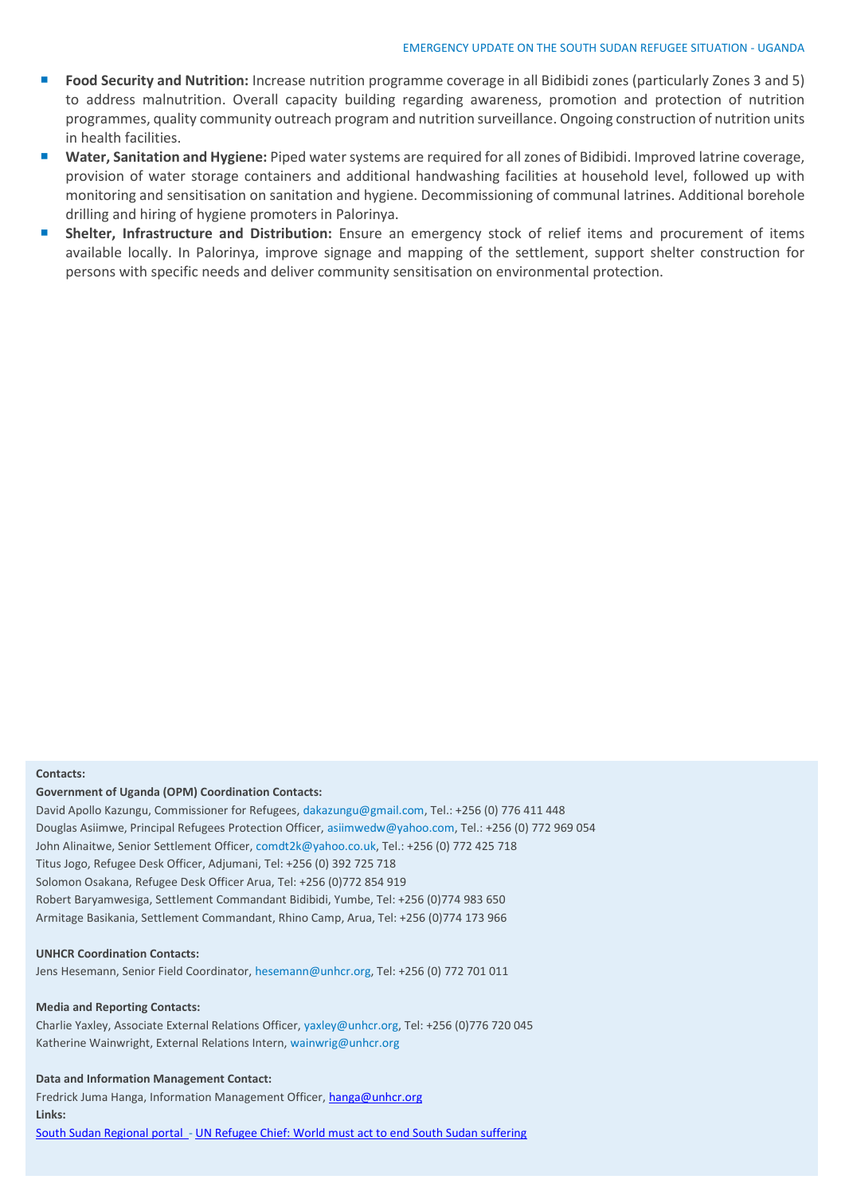- **Food Security and Nutrition:** Increase nutrition programme coverage in all Bidibidi zones (particularly Zones 3 and 5) to address malnutrition. Overall capacity building regarding awareness, promotion and protection of nutrition programmes, quality community outreach program and nutrition surveillance. Ongoing construction of nutrition units in health facilities.
- **Water, Sanitation and Hygiene:** Piped water systems are required for all zones of Bidibidi. Improved latrine coverage, provision of water storage containers and additional handwashing facilities at household level, followed up with monitoring and sensitisation on sanitation and hygiene. Decommissioning of communal latrines. Additional borehole drilling and hiring of hygiene promoters in Palorinya.
- **Shelter, Infrastructure and Distribution:** Ensure an emergency stock of relief items and procurement of items available locally. In Palorinya, improve signage and mapping of the settlement, support shelter construction for persons with specific needs and deliver community sensitisation on environmental protection.

**Contacts:**

**Government of Uganda (OPM) Coordination Contacts:**

David Apollo Kazungu, Commissioner for Refugees, dakazungu@gmail.com, Tel.: +256 (0) 776 411 448
Douglas Asiimwe, Principal Refugees Protection Officer, asiimwedw@yahoo.com, Tel.: +256 (0) 772 969 054
John Alinaitwe, Senior Settlement Officer, comdt2k@yahoo.co.uk, Tel.: +256 (0) 772 425 718
Titus Jogo, Refugee Desk Officer, Adjumani, Tel: +256 (0) 392 725 718
Solomon Osakana, Refugee Desk Officer Arua, Tel: +256 (0)772 854 919
Robert Baryamwesiga, Settlement Commandant Bidibidi, Yumbe, Tel: +256 (0)774 983 650
Armitage Basikania, Settlement Commandant, Rhino Camp, Arua, Tel: +256 (0)774 173 966

**UNHCR Coordination Contacts:**

Jens Hesemann, Senior Field Coordinator, hesemann@unhcr.org, Tel: +256 (0) 772 701 011

**Media and Reporting Contacts:**

Charlie Yaxley, Associate External Relations Officer, yaxley@unhcr.org, Tel: +256 (0)776 720 045
Katherine Wainwright, External Relations Intern, wainwrig@unhcr.org

**Data and Information Management Contact:**

Fredrick Juma Hanga, Information Management Officer, hanga@unhcr.org

**Links:**

South Sudan Regional portal - UN Refugee Chief: World must act to end South Sudan suffering